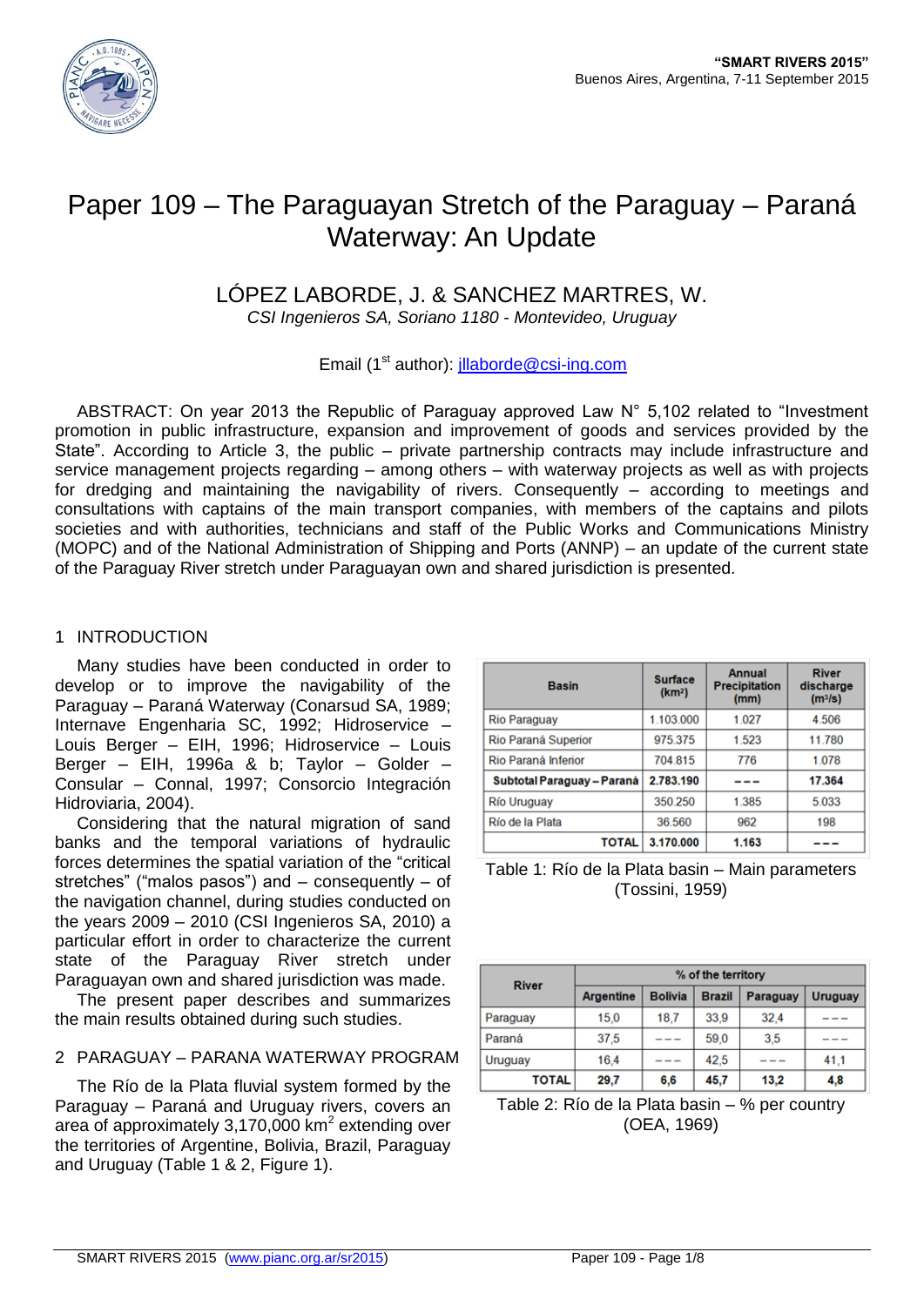# Paper 109 – The Paraguayan Stretch of the Paraguay – Paraná Waterway: An Update

## LÓPEZ LABORDE, J. & SANCHEZ MARTRES, W.

*CSI Ingenieros SA, Soriano 1180 - Montevideo, Uruguay*

Email (1st author): jllaborde@csi-ing.com

ABSTRACT: On year 2013 the Republic of Paraguay approved Law N° 5,102 related to "Investment promotion in public infrastructure, expansion and improvement of goods and services provided by the State". According to Article 3, the public – private partnership contracts may include infrastructure and service management projects regarding – among others – with waterway projects as well as with projects for dredging and maintaining the navigability of rivers. Consequently – according to meetings and consultations with captains of the main transport companies, with members of the captains and pilots societies and with authorities, technicians and staff of the Public Works and Communications Ministry (MOPC) and of the National Administration of Shipping and Ports (ANNP) – an update of the current state of the Paraguay River stretch under Paraguayan own and shared jurisdiction is presented.

## 1 INTRODUCTION

Many studies have been conducted in order to develop or to improve the navigability of the Paraguay – Paraná Waterway (Conarsud SA, 1989; Internave Engenharia SC, 1992; Hidroservice – Louis Berger – EIH, 1996; Hidroservice – Louis Berger – EIH, 1996a & b; Taylor – Golder – Consular – Connal, 1997; Consorcio Integración Hidroviaria, 2004).

Considering that the natural migration of sand banks and the temporal variations of hydraulic forces determines the spatial variation of the "critical stretches" ("malos pasos") and – consequently – of the navigation channel, during studies conducted on the years 2009 – 2010 (CSI Ingenieros SA, 2010) a particular effort in order to characterize the current state of the Paraguay River stretch under Paraguayan own and shared jurisdiction was made.

The present paper describes and summarizes the main results obtained during such studies.

## 2 PARAGUAY – PARANA WATERWAY PROGRAM

The Río de la Plata fluvial system formed by the Paraguay – Paraná and Uruguay rivers, covers an area of approximately 3,170,000 km$^2$ extending over the territories of Argentine, Bolivia, Brazil, Paraguay and Uruguay (Table 1 & 2, Figure 1).

| Basin | Surface (km²) | Annual Precipitation (mm) | River discharge (m³/s) |
|---|---|---|---|
| Rio Paraguay | 1.103.000 | 1.027 | 4.506 |
| Rio Paraná Superior | 975.375 | 1.523 | 11.780 |
| Rio Paraná Inferior | 704.815 | 776 | 1.078 |
| **Subtotal Paraguay – Paraná** | **2.783.190** | **---** | **17.364** |
| Río Uruguay | 350.250 | 1.385 | 5.033 |
| Río de la Plata | 36.560 | 962 | 198 |
| **TOTAL** | **3.170.000** | **1.163** | **---** |

Table 1: Río de la Plata basin – Main parameters (Tossini, 1959)

| River | % of the territory | | | | |
|---|---|---|---|---|---|
| | Argentine | Bolivia | Brazil | Paraguay | Uruguay |
| Paraguay | 15,0 | 18,7 | 33,9 | 32,4 | --- |
| Paraná | 37,5 | --- | 59,0 | 3,5 | --- |
| Uruguay | 16,4 | --- | 42,5 | --- | 41,1 |
| **TOTAL** | **29,7** | **6,6** | **45,7** | **13,2** | **4,8** |

Table 2: Río de la Plata basin – % per country (OEA, 1969)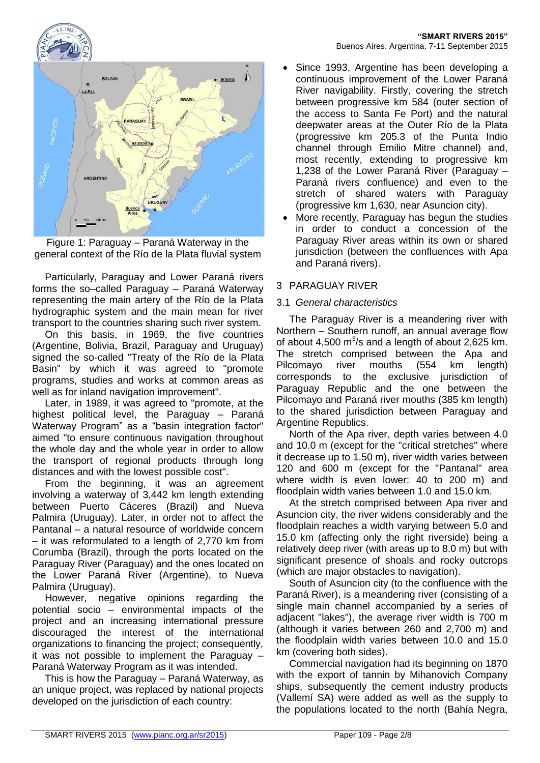Figure 1: Paraguay – Paraná Waterway in the general context of the Río de la Plata fluvial system

Particularly, Paraguay and Lower Paraná rivers forms the so–called Paraguay – Paraná Waterway representing the main artery of the Río de la Plata hydrographic system and the main mean for river transport to the countries sharing such river system.

On this basis, in 1969, the five countries (Argentine, Bolivia, Brazil, Paraguay and Uruguay) signed the so-called "Treaty of the Río de la Plata Basin" by which it was agreed to "promote programs, studies and works at common areas as well as for inland navigation improvement".

Later, in 1989, it was agreed to "promote, at the highest political level, the Paraguay – Paraná Waterway Program" as a "basin integration factor" aimed "to ensure continuous navigation throughout the whole day and the whole year in order to allow the transport of regional products through long distances and with the lowest possible cost".

From the beginning, it was an agreement involving a waterway of 3,442 km length extending between Puerto Cáceres (Brazil) and Nueva Palmira (Uruguay). Later, in order not to affect the Pantanal – a natural resource of worldwide concern – it was reformulated to a length of 2,770 km from Corumba (Brazil), through the ports located on the Paraguay River (Paraguay) and the ones located on the Lower Paraná River (Argentine), to Nueva Palmira (Uruguay).

However, negative opinions regarding the potential socio – environmental impacts of the project and an increasing international pressure discouraged the interest of the international organizations to financing the project; consequently, it was not possible to implement the Paraguay – Paraná Waterway Program as it was intended.

This is how the Paraguay – Paraná Waterway, as an unique project, was replaced by national projects developed on the jurisdiction of each country:

- Since 1993, Argentine has been developing a continuous improvement of the Lower Paraná River navigability. Firstly, covering the stretch between progressive km 584 (outer section of the access to Santa Fe Port) and the natural deepwater areas at the Outer Río de la Plata (progressive km 205.3 of the Punta Indio channel through Emilio Mitre channel) and, most recently, extending to progressive km 1,238 of the Lower Paraná River (Paraguay – Paraná rivers confluence) and even to the stretch of shared waters with Paraguay (progressive km 1,630, near Asuncion city).
- More recently, Paraguay has begun the studies in order to conduct a concession of the Paraguay River areas within its own or shared jurisdiction (between the confluences with Apa and Paraná rivers).

## 3 PARAGUAY RIVER

### 3.1 *General characteristics*

The Paraguay River is a meandering river with Northern – Southern runoff, an annual average flow of about 4,500 $m^3/s$ and a length of about 2,625 km. The stretch comprised between the Apa and Pilcomayo river mouths (554 km length) corresponds to the exclusive jurisdiction of Paraguay Republic and the one between the Pilcomayo and Paraná river mouths (385 km length) to the shared jurisdiction between Paraguay and Argentine Republics.

North of the Apa river, depth varies between 4.0 and 10.0 m (except for the "critical stretches" where it decrease up to 1.50 m), river width varies between 120 and 600 m (except for the "Pantanal" area where width is even lower: 40 to 200 m) and floodplain width varies between 1.0 and 15.0 km.

At the stretch comprised between Apa river and Asuncion city, the river widens considerably and the floodplain reaches a width varying between 5.0 and 15.0 km (affecting only the right riverside) being a relatively deep river (with areas up to 8.0 m) but with significant presence of shoals and rocky outcrops (which are major obstacles to navigation).

South of Asuncion city (to the confluence with the Paraná River), is a meandering river (consisting of a single main channel accompanied by a series of adjacent "lakes"), the average river width is 700 m (although it varies between 260 and 2,700 m) and the floodplain width varies between 10.0 and 15.0 km (covering both sides).

Commercial navigation had its beginning on 1870 with the export of tannin by Mihanovich Company ships, subsequently the cement industry products (Vallemí SA) were added as well as the supply to the populations located to the north (Bahía Negra,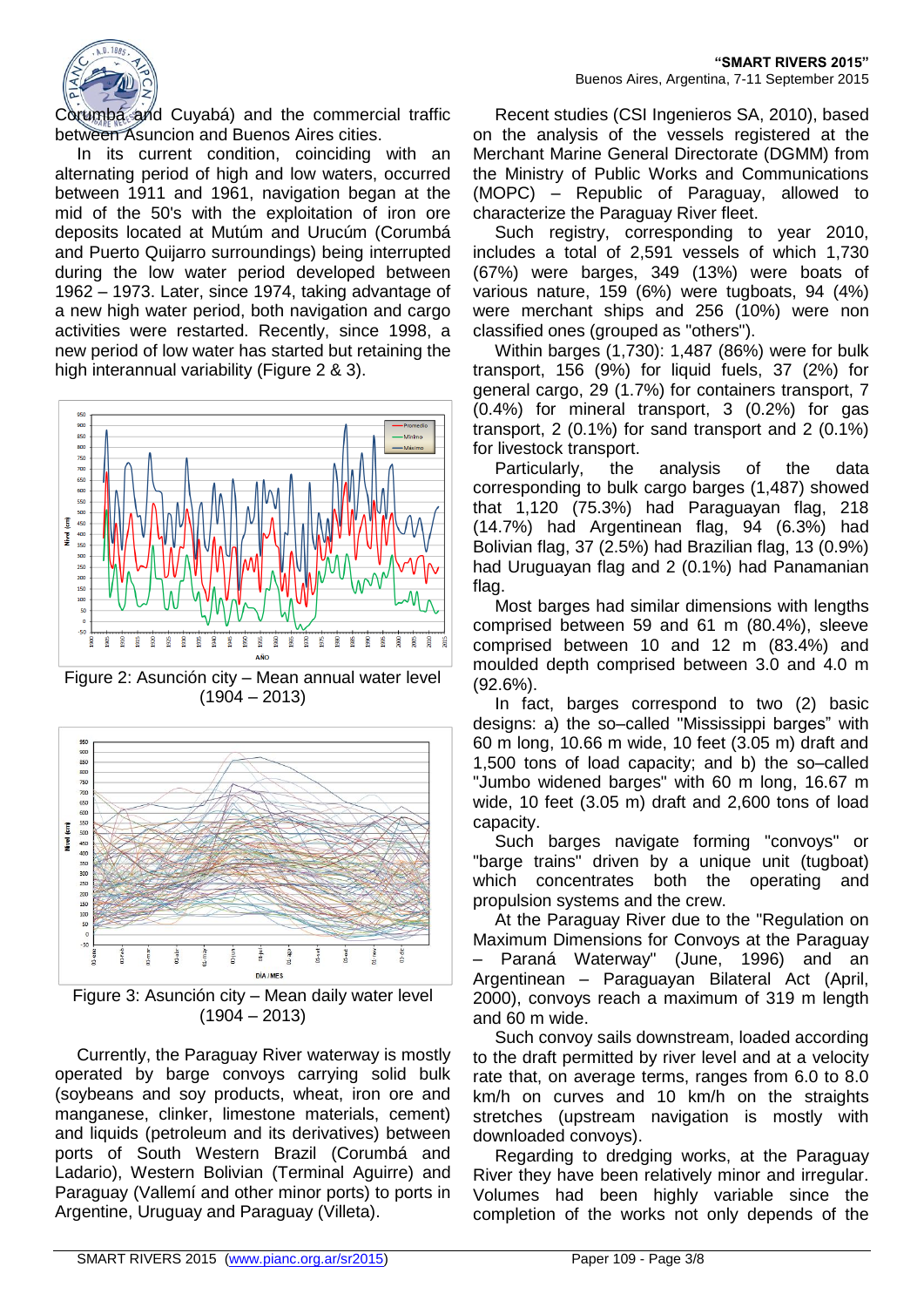Corumbá and Cuyabá) and the commercial traffic between Asuncion and Buenos Aires cities.

In its current condition, coinciding with an alternating period of high and low waters, occurred between 1911 and 1961, navigation began at the mid of the 50's with the exploitation of iron ore deposits located at Mutúm and Urucúm (Corumbá and Puerto Quijarro surroundings) being interrupted during the low water period developed between 1962 – 1973. Later, since 1974, taking advantage of a new high water period, both navigation and cargo activities were restarted. Recently, since 1998, a new period of low water has started but retaining the high interannual variability (Figure 2 & 3).

Figure 2: Asunción city – Mean annual water level (1904 – 2013)

Figure 3: Asunción city – Mean daily water level (1904 – 2013)

Currently, the Paraguay River waterway is mostly operated by barge convoys carrying solid bulk (soybeans and soy products, wheat, iron ore and manganese, clinker, limestone materials, cement) and liquids (petroleum and its derivatives) between ports of South Western Brazil (Corumbá and Ladario), Western Bolivian (Terminal Aguirre) and Paraguay (Vallemí and other minor ports) to ports in Argentine, Uruguay and Paraguay (Villeta).

Recent studies (CSI Ingenieros SA, 2010), based on the analysis of the vessels registered at the Merchant Marine General Directorate (DGMM) from the Ministry of Public Works and Communications (MOPC) – Republic of Paraguay, allowed to characterize the Paraguay River fleet.

Such registry, corresponding to year 2010, includes a total of 2,591 vessels of which 1,730 (67%) were barges, 349 (13%) were boats of various nature, 159 (6%) were tugboats, 94 (4%) were merchant ships and 256 (10%) were non classified ones (grouped as "others").

Within barges (1,730): 1,487 (86%) were for bulk transport, 156 (9%) for liquid fuels, 37 (2%) for general cargo, 29 (1.7%) for containers transport, 7 (0.4%) for mineral transport, 3 (0.2%) for gas transport, 2 (0.1%) for sand transport and 2 (0.1%) for livestock transport.

Particularly, the analysis of the data corresponding to bulk cargo barges (1,487) showed that 1,120 (75.3%) had Paraguayan flag, 218 (14.7%) had Argentinean flag, 94 (6.3%) had Bolivian flag, 37 (2.5%) had Brazilian flag, 13 (0.9%) had Uruguayan flag and 2 (0.1%) had Panamanian flag.

Most barges had similar dimensions with lengths comprised between 59 and 61 m (80.4%), sleeve comprised between 10 and 12 m (83.4%) and moulded depth comprised between 3.0 and 4.0 m (92.6%).

In fact, barges correspond to two (2) basic designs: a) the so–called "Mississippi barges" with 60 m long, 10.66 m wide, 10 feet (3.05 m) draft and 1,500 tons of load capacity; and b) the so–called "Jumbo widened barges" with 60 m long, 16.67 m wide, 10 feet (3.05 m) draft and 2,600 tons of load capacity.

Such barges navigate forming "convoys" or "barge trains" driven by a unique unit (tugboat) which concentrates both the operating and propulsion systems and the crew.

At the Paraguay River due to the "Regulation on Maximum Dimensions for Convoys at the Paraguay – Paraná Waterway" (June, 1996) and an Argentinean – Paraguayan Bilateral Act (April, 2000), convoys reach a maximum of 319 m length and 60 m wide.

Such convoy sails downstream, loaded according to the draft permitted by river level and at a velocity rate that, on average terms, ranges from 6.0 to 8.0 km/h on curves and 10 km/h on the straights stretches (upstream navigation is mostly with downloaded convoys).

Regarding to dredging works, at the Paraguay River they have been relatively minor and irregular. Volumes had been highly variable since the completion of the works not only depends of the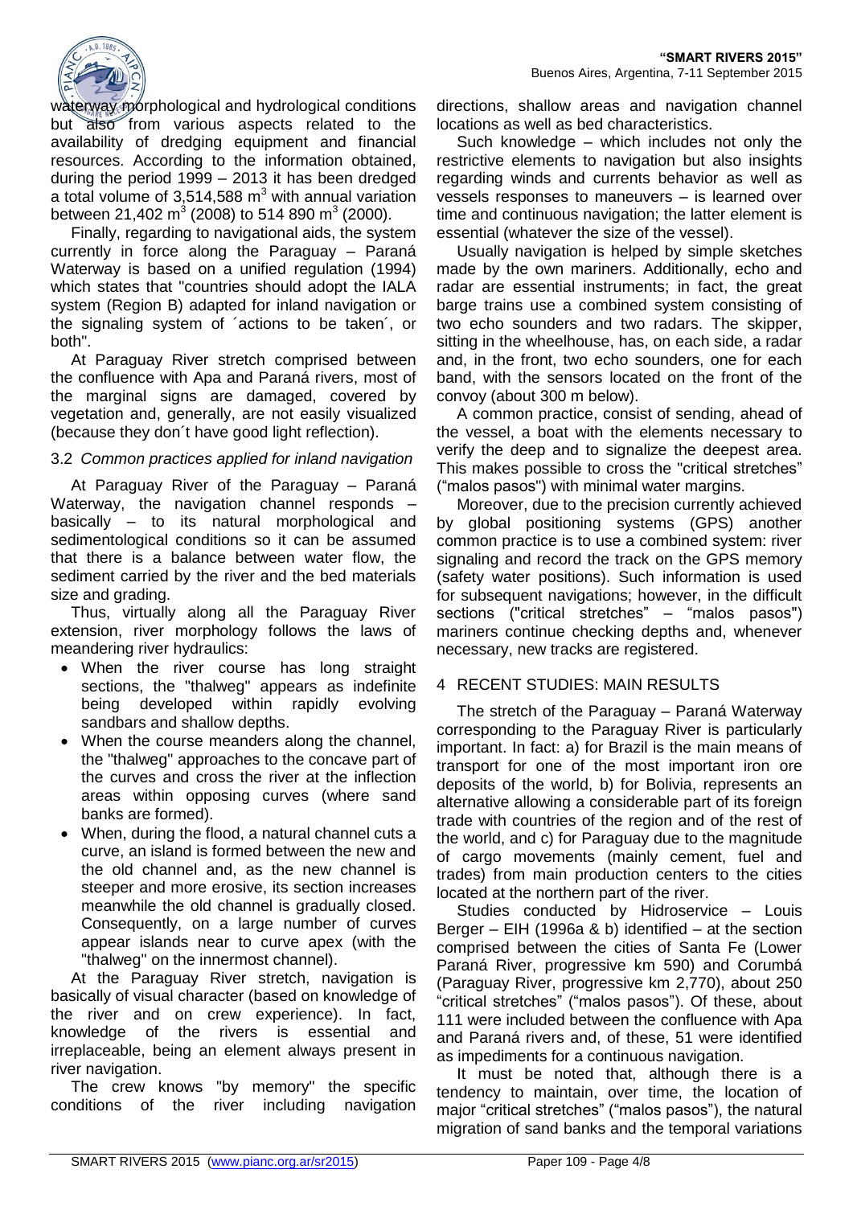waterway morphological and hydrological conditions but also from various aspects related to the availability of dredging equipment and financial resources. According to the information obtained, during the period 1999 – 2013 it has been dredged a total volume of 3,514,588 $m^3$ with annual variation between 21,402 $m^3$ (2008) to 514 890 $m^3$ (2000).

Finally, regarding to navigational aids, the system currently in force along the Paraguay – Paraná Waterway is based on a unified regulation (1994) which states that "countries should adopt the IALA system (Region B) adapted for inland navigation or the signaling system of ´actions to be taken´, or both".

At Paraguay River stretch comprised between the confluence with Apa and Paraná rivers, most of the marginal signs are damaged, covered by vegetation and, generally, are not easily visualized (because they don´t have good light reflection).

### 3.2 *Common practices applied for inland navigation*

At Paraguay River of the Paraguay – Paraná Waterway, the navigation channel responds – basically – to its natural morphological and sedimentological conditions so it can be assumed that there is a balance between water flow, the sediment carried by the river and the bed materials size and grading.

Thus, virtually along all the Paraguay River extension, river morphology follows the laws of meandering river hydraulics:

- When the river course has long straight sections, the "thalweg" appears as indefinite being developed within rapidly evolving sandbars and shallow depths.
- When the course meanders along the channel, the "thalweg" approaches to the concave part of the curves and cross the river at the inflection areas within opposing curves (where sand banks are formed).
- When, during the flood, a natural channel cuts a curve, an island is formed between the new and the old channel and, as the new channel is steeper and more erosive, its section increases meanwhile the old channel is gradually closed. Consequently, on a large number of curves appear islands near to curve apex (with the "thalweg" on the innermost channel).

At the Paraguay River stretch, navigation is basically of visual character (based on knowledge of the river and on crew experience). In fact, knowledge of the rivers is essential and irreplaceable, being an element always present in river navigation.

The crew knows "by memory" the specific conditions of the river including navigation directions, shallow areas and navigation channel locations as well as bed characteristics.

Such knowledge – which includes not only the restrictive elements to navigation but also insights regarding winds and currents behavior as well as vessels responses to maneuvers – is learned over time and continuous navigation; the latter element is essential (whatever the size of the vessel).

Usually navigation is helped by simple sketches made by the own mariners. Additionally, echo and radar are essential instruments; in fact, the great barge trains use a combined system consisting of two echo sounders and two radars. The skipper, sitting in the wheelhouse, has, on each side, a radar and, in the front, two echo sounders, one for each band, with the sensors located on the front of the convoy (about 300 m below).

A common practice, consist of sending, ahead of the vessel, a boat with the elements necessary to verify the deep and to signalize the deepest area. This makes possible to cross the "critical stretches" ("malos pasos") with minimal water margins.

Moreover, due to the precision currently achieved by global positioning systems (GPS) another common practice is to use a combined system: river signaling and record the track on the GPS memory (safety water positions). Such information is used for subsequent navigations; however, in the difficult sections ("critical stretches" – "malos pasos") mariners continue checking depths and, whenever necessary, new tracks are registered.

## 4 RECENT STUDIES: MAIN RESULTS

The stretch of the Paraguay – Paraná Waterway corresponding to the Paraguay River is particularly important. In fact: a) for Brazil is the main means of transport for one of the most important iron ore deposits of the world, b) for Bolivia, represents an alternative allowing a considerable part of its foreign trade with countries of the region and of the rest of the world, and c) for Paraguay due to the magnitude of cargo movements (mainly cement, fuel and trades) from main production centers to the cities located at the northern part of the river.

Studies conducted by Hidroservice – Louis Berger – EIH (1996a & b) identified – at the section comprised between the cities of Santa Fe (Lower Paraná River, progressive km 590) and Corumbá (Paraguay River, progressive km 2,770), about 250 "critical stretches" ("malos pasos"). Of these, about 111 were included between the confluence with Apa and Paraná rivers and, of these, 51 were identified as impediments for a continuous navigation.

It must be noted that, although there is a tendency to maintain, over time, the location of major "critical stretches" ("malos pasos"), the natural migration of sand banks and the temporal variations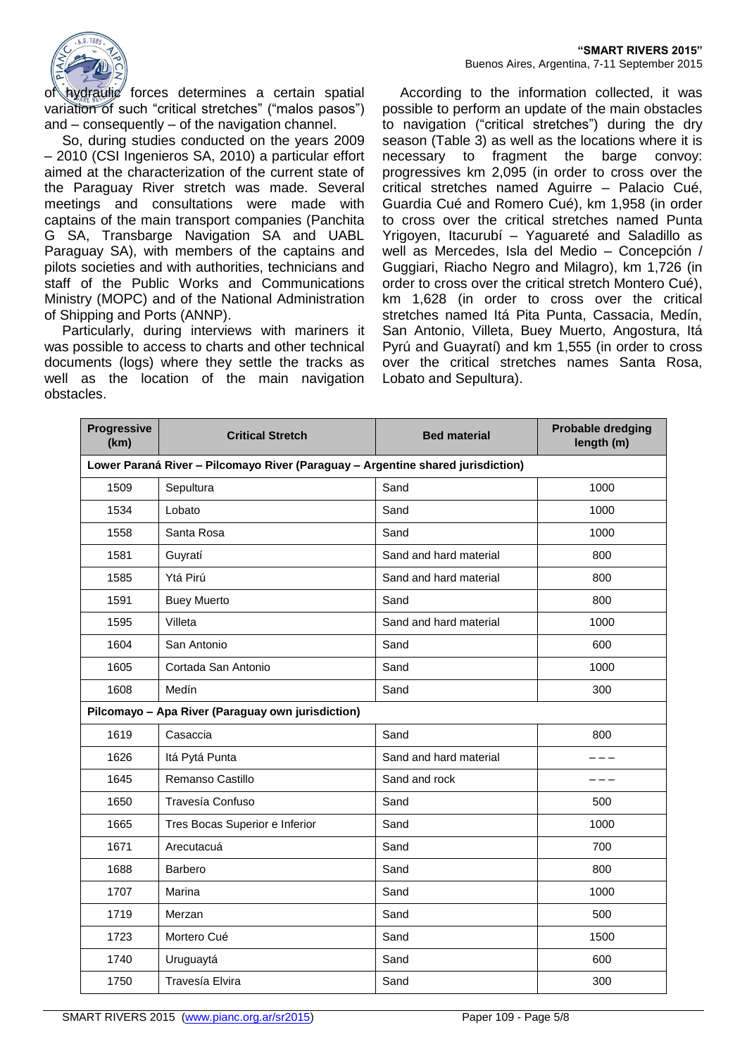of hydraulic forces determines a certain spatial variation of such "critical stretches" ("malos pasos") and – consequently – of the navigation channel.

So, during studies conducted on the years 2009 – 2010 (CSI Ingenieros SA, 2010) a particular effort aimed at the characterization of the current state of the Paraguay River stretch was made. Several meetings and consultations were made with captains of the main transport companies (Panchita G SA, Transbarge Navigation SA and UABL Paraguay SA), with members of the captains and pilots societies and with authorities, technicians and staff of the Public Works and Communications Ministry (MOPC) and of the National Administration of Shipping and Ports (ANNP).

Particularly, during interviews with mariners it was possible to access to charts and other technical documents (logs) where they settle the tracks as well as the location of the main navigation obstacles.

According to the information collected, it was possible to perform an update of the main obstacles to navigation ("critical stretches") during the dry season (Table 3) as well as the locations where it is necessary to fragment the barge convoy: progressives km 2,095 (in order to cross over the critical stretches named Aguirre – Palacio Cué, Guardia Cué and Romero Cué), km 1,958 (in order to cross over the critical stretches named Punta Yrigoyen, Itacurubí – Yaguareté and Saladillo as well as Mercedes, Isla del Medio – Concepción / Guggiari, Riacho Negro and Milagro), km 1,726 (in order to cross over the critical stretch Montero Cué), km 1,628 (in order to cross over the critical stretches named Itá Pita Punta, Cassacia, Medín, San Antonio, Villeta, Buey Muerto, Angostura, Itá Pyrú and Guayratí) and km 1,555 (in order to cross over the critical stretches names Santa Rosa, Lobato and Sepultura).

| Progressive (km) | Critical Stretch | Bed material | Probable dredging length (m) |
|---|---|---|---|
| **Lower Paraná River – Pilcomayo River (Paraguay – Argentine shared jurisdiction)** | | | |
| 1509 | Sepultura | Sand | 1000 |
| 1534 | Lobato | Sand | 1000 |
| 1558 | Santa Rosa | Sand | 1000 |
| 1581 | Guyratí | Sand and hard material | 800 |
| 1585 | Ytá Pirú | Sand and hard material | 800 |
| 1591 | Buey Muerto | Sand | 800 |
| 1595 | Villeta | Sand and hard material | 1000 |
| 1604 | San Antonio | Sand | 600 |
| 1605 | Cortada San Antonio | Sand | 1000 |
| 1608 | Medín | Sand | 300 |
| **Pilcomayo – Apa River (Paraguay own jurisdiction)** | | | |
| 1619 | Casaccia | Sand | 800 |
| 1626 | Itá Pytá Punta | Sand and hard material | – – – |
| 1645 | Remanso Castillo | Sand and rock | – – – |
| 1650 | Travesía Confuso | Sand | 500 |
| 1665 | Tres Bocas Superior e Inferior | Sand | 1000 |
| 1671 | Arecutacuá | Sand | 700 |
| 1688 | Barbero | Sand | 800 |
| 1707 | Marina | Sand | 1000 |
| 1719 | Merzan | Sand | 500 |
| 1723 | Mortero Cué | Sand | 1500 |
| 1740 | Uruguaytá | Sand | 600 |
| 1750 | Travesía Elvira | Sand | 300 |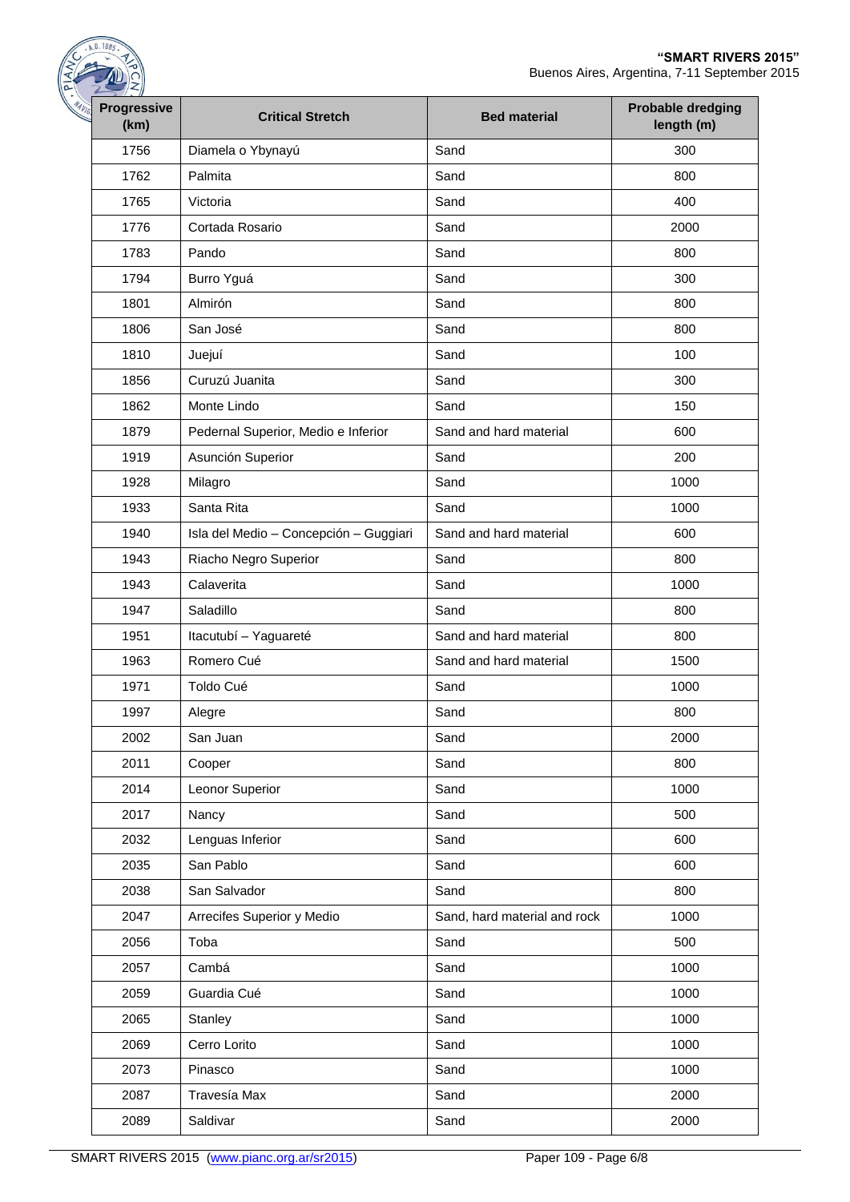| Progressive (km) | Critical Stretch | Bed material | Probable dredging length (m) |
|---|---|---|---|
| 1756 | Diamela o Ybynayú | Sand | 300 |
| 1762 | Palmita | Sand | 800 |
| 1765 | Victoria | Sand | 400 |
| 1776 | Cortada Rosario | Sand | 2000 |
| 1783 | Pando | Sand | 800 |
| 1794 | Burro Yguá | Sand | 300 |
| 1801 | Almirón | Sand | 800 |
| 1806 | San José | Sand | 800 |
| 1810 | Juejuí | Sand | 100 |
| 1856 | Curuzú Juanita | Sand | 300 |
| 1862 | Monte Lindo | Sand | 150 |
| 1879 | Pedernal Superior, Medio e Inferior | Sand and hard material | 600 |
| 1919 | Asunción Superior | Sand | 200 |
| 1928 | Milagro | Sand | 1000 |
| 1933 | Santa Rita | Sand | 1000 |
| 1940 | Isla del Medio – Concepción – Guggiari | Sand and hard material | 600 |
| 1943 | Riacho Negro Superior | Sand | 800 |
| 1943 | Calaverita | Sand | 1000 |
| 1947 | Saladillo | Sand | 800 |
| 1951 | Itacutubí – Yaguareté | Sand and hard material | 800 |
| 1963 | Romero Cué | Sand and hard material | 1500 |
| 1971 | Toldo Cué | Sand | 1000 |
| 1997 | Alegre | Sand | 800 |
| 2002 | San Juan | Sand | 2000 |
| 2011 | Cooper | Sand | 800 |
| 2014 | Leonor Superior | Sand | 1000 |
| 2017 | Nancy | Sand | 500 |
| 2032 | Lenguas Inferior | Sand | 600 |
| 2035 | San Pablo | Sand | 600 |
| 2038 | San Salvador | Sand | 800 |
| 2047 | Arrecifes Superior y Medio | Sand, hard material and rock | 1000 |
| 2056 | Toba | Sand | 500 |
| 2057 | Cambá | Sand | 1000 |
| 2059 | Guardia Cué | Sand | 1000 |
| 2065 | Stanley | Sand | 1000 |
| 2069 | Cerro Lorito | Sand | 1000 |
| 2073 | Pinasco | Sand | 1000 |
| 2087 | Travesía Max | Sand | 2000 |
| 2089 | Saldivar | Sand | 2000 |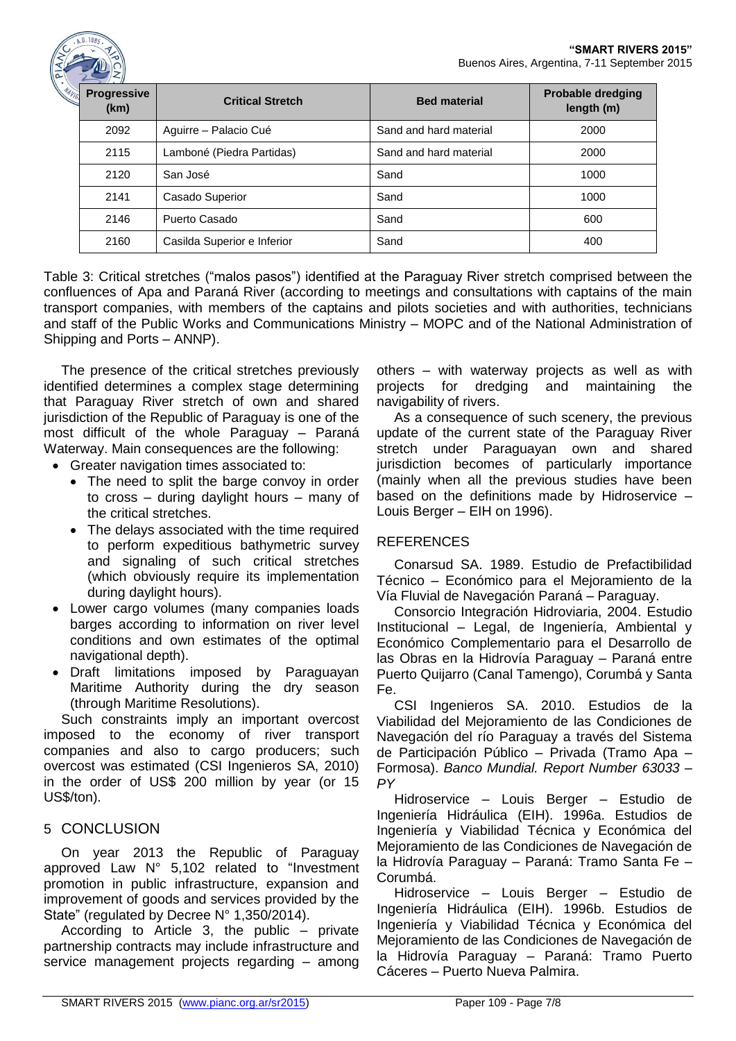| Progressive (km) | Critical Stretch | Bed material | Probable dredging length (m) |
|---|---|---|---|
| 2092 | Aguirre – Palacio Cué | Sand and hard material | 2000 |
| 2115 | Lamboné (Piedra Partidas) | Sand and hard material | 2000 |
| 2120 | San José | Sand | 1000 |
| 2141 | Casado Superior | Sand | 1000 |
| 2146 | Puerto Casado | Sand | 600 |
| 2160 | Casilda Superior e Inferior | Sand | 400 |

Table 3: Critical stretches ("malos pasos") identified at the Paraguay River stretch comprised between the confluences of Apa and Paraná River (according to meetings and consultations with captains of the main transport companies, with members of the captains and pilots societies and with authorities, technicians and staff of the Public Works and Communications Ministry – MOPC and of the National Administration of Shipping and Ports – ANNP).

The presence of the critical stretches previously identified determines a complex stage determining that Paraguay River stretch of own and shared jurisdiction of the Republic of Paraguay is one of the most difficult of the whole Paraguay – Paraná Waterway. Main consequences are the following:

- Greater navigation times associated to:
  - The need to split the barge convoy in order to cross – during daylight hours – many of the critical stretches.
  - The delays associated with the time required to perform expeditious bathymetric survey and signaling of such critical stretches (which obviously require its implementation during daylight hours).
- Lower cargo volumes (many companies loads barges according to information on river level conditions and own estimates of the optimal navigational depth).
- Draft limitations imposed by Paraguayan Maritime Authority during the dry season (through Maritime Resolutions).

Such constraints imply an important overcost imposed to the economy of river transport companies and also to cargo producers; such overcost was estimated (CSI Ingenieros SA, 2010) in the order of US$ 200 million by year (or 15 US$/ton).

## 5 CONCLUSION

On year 2013 the Republic of Paraguay approved Law N° 5,102 related to "Investment promotion in public infrastructure, expansion and improvement of goods and services provided by the State" (regulated by Decree N° 1,350/2014).

According to Article 3, the public – private partnership contracts may include infrastructure and service management projects regarding – among others – with waterway projects as well as with projects for dredging and maintaining the navigability of rivers.

As a consequence of such scenery, the previous update of the current state of the Paraguay River stretch under Paraguayan own and shared jurisdiction becomes of particularly importance (mainly when all the previous studies have been based on the definitions made by Hidroservice – Louis Berger – EIH on 1996).

## REFERENCES

Conarsud SA. 1989. Estudio de Prefactibilidad Técnico – Económico para el Mejoramiento de la Vía Fluvial de Navegación Paraná – Paraguay.

Consorcio Integración Hidroviaria, 2004. Estudio Institucional – Legal, de Ingeniería, Ambiental y Económico Complementario para el Desarrollo de las Obras en la Hidrovía Paraguay – Paraná entre Puerto Quijarro (Canal Tamengo), Corumbá y Santa Fe.

CSI Ingenieros SA. 2010. Estudios de la Viabilidad del Mejoramiento de las Condiciones de Navegación del río Paraguay a través del Sistema de Participación Público – Privada (Tramo Apa – Formosa). *Banco Mundial. Report Number 63033 – PY*

Hidroservice – Louis Berger – Estudio de Ingeniería Hidráulica (EIH). 1996a. Estudios de Ingeniería y Viabilidad Técnica y Económica del Mejoramiento de las Condiciones de Navegación de la Hidrovía Paraguay – Paraná: Tramo Santa Fe – Corumbá.

Hidroservice – Louis Berger – Estudio de Ingeniería Hidráulica (EIH). 1996b. Estudios de Ingeniería y Viabilidad Técnica y Económica del Mejoramiento de las Condiciones de Navegación de la Hidrovía Paraguay – Paraná: Tramo Puerto Cáceres – Puerto Nueva Palmira.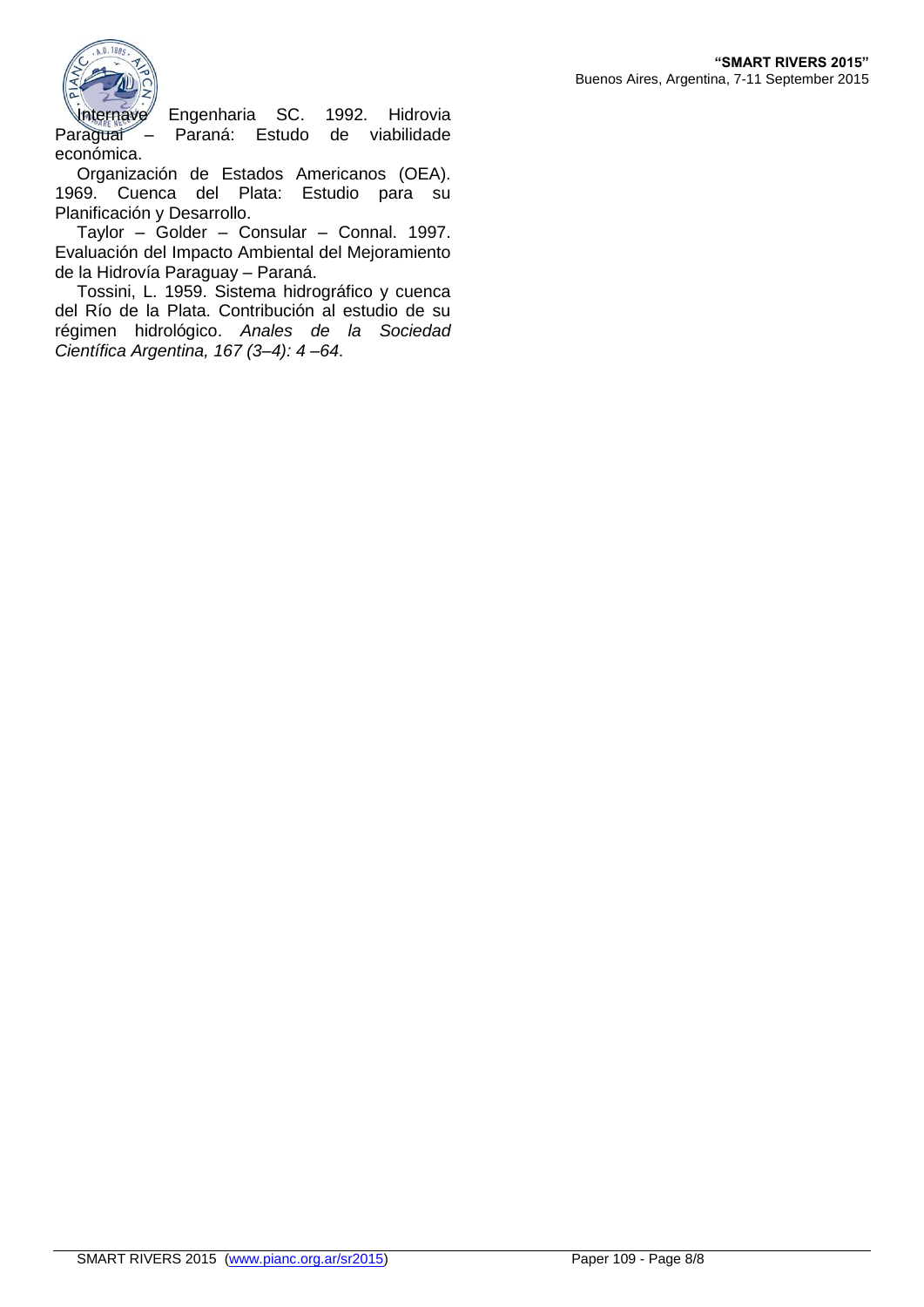Internave Engenharia SC. 1992. Hidrovia Paraguai – Paraná: Estudo de viabilidade económica.

Organización de Estados Americanos (OEA). 1969. Cuenca del Plata: Estudio para su Planificación y Desarrollo.

Taylor – Golder – Consular – Connal. 1997. Evaluación del Impacto Ambiental del Mejoramiento de la Hidrovía Paraguay – Paraná.

Tossini, L. 1959. Sistema hidrográfico y cuenca del Río de la Plata. Contribución al estudio de su régimen hidrológico. *Anales de la Sociedad Científica Argentina, 167 (3–4): 4 –64*.